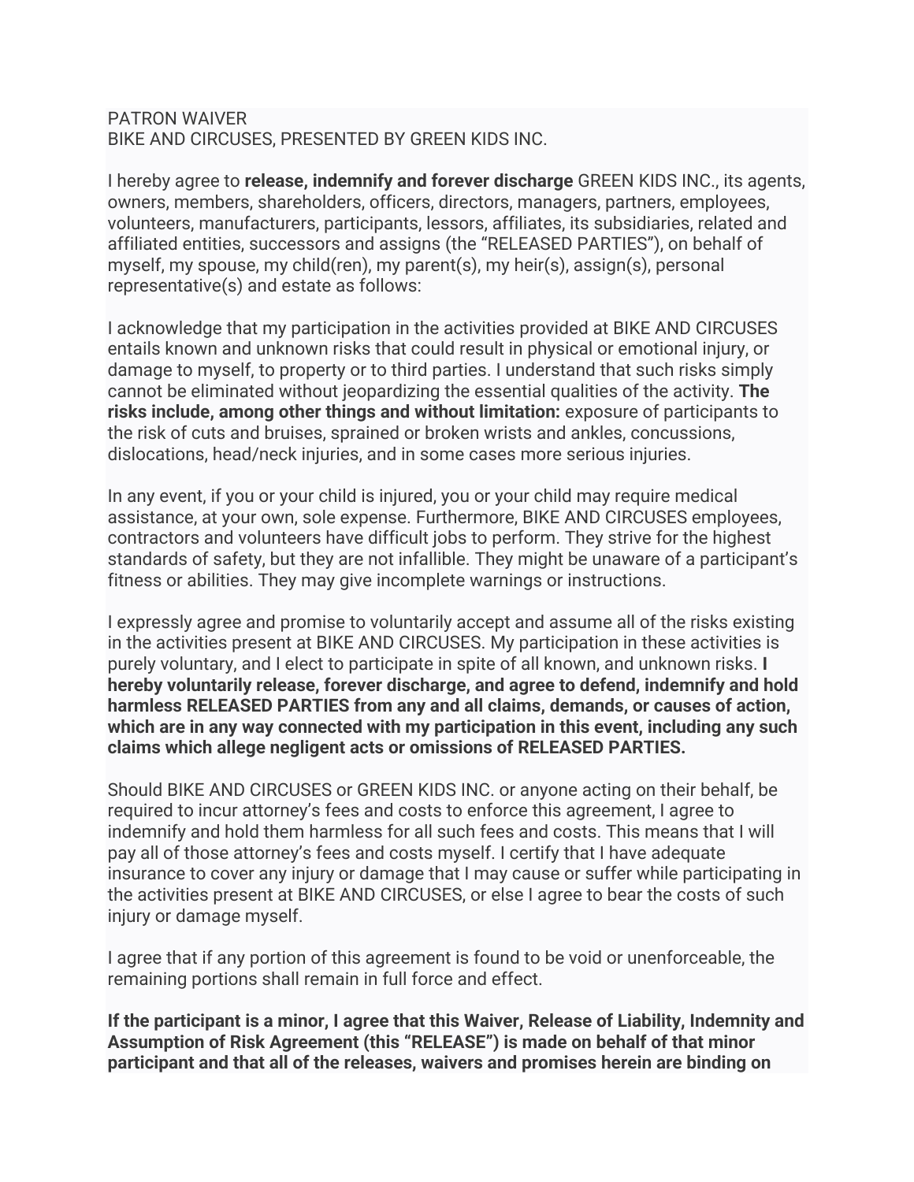PATRON WAIVER
BIKE AND CIRCUSES, PRESENTED BY GREEN KIDS INC.

I hereby agree to **release, indemnify and forever discharge** GREEN KIDS INC., its agents, owners, members, shareholders, officers, directors, managers, partners, employees, volunteers, manufacturers, participants, lessors, affiliates, its subsidiaries, related and affiliated entities, successors and assigns (the "RELEASED PARTIES"), on behalf of myself, my spouse, my child(ren), my parent(s), my heir(s), assign(s), personal representative(s) and estate as follows:

I acknowledge that my participation in the activities provided at BIKE AND CIRCUSES entails known and unknown risks that could result in physical or emotional injury, or damage to myself, to property or to third parties. I understand that such risks simply cannot be eliminated without jeopardizing the essential qualities of the activity. **The risks include, among other things and without limitation:** exposure of participants to the risk of cuts and bruises, sprained or broken wrists and ankles, concussions, dislocations, head/neck injuries, and in some cases more serious injuries.

In any event, if you or your child is injured, you or your child may require medical assistance, at your own, sole expense. Furthermore, BIKE AND CIRCUSES employees, contractors and volunteers have difficult jobs to perform. They strive for the highest standards of safety, but they are not infallible. They might be unaware of a participant's fitness or abilities. They may give incomplete warnings or instructions.

I expressly agree and promise to voluntarily accept and assume all of the risks existing in the activities present at BIKE AND CIRCUSES. My participation in these activities is purely voluntary, and I elect to participate in spite of all known, and unknown risks. **I hereby voluntarily release, forever discharge, and agree to defend, indemnify and hold harmless RELEASED PARTIES from any and all claims, demands, or causes of action, which are in any way connected with my participation in this event, including any such claims which allege negligent acts or omissions of RELEASED PARTIES.**

Should BIKE AND CIRCUSES or GREEN KIDS INC. or anyone acting on their behalf, be required to incur attorney's fees and costs to enforce this agreement, I agree to indemnify and hold them harmless for all such fees and costs. This means that I will pay all of those attorney's fees and costs myself. I certify that I have adequate insurance to cover any injury or damage that I may cause or suffer while participating in the activities present at BIKE AND CIRCUSES, or else I agree to bear the costs of such injury or damage myself.

I agree that if any portion of this agreement is found to be void or unenforceable, the remaining portions shall remain in full force and effect.

**If the participant is a minor, I agree that this Waiver, Release of Liability, Indemnity and Assumption of Risk Agreement (this "RELEASE") is made on behalf of that minor participant and that all of the releases, waivers and promises herein are binding on**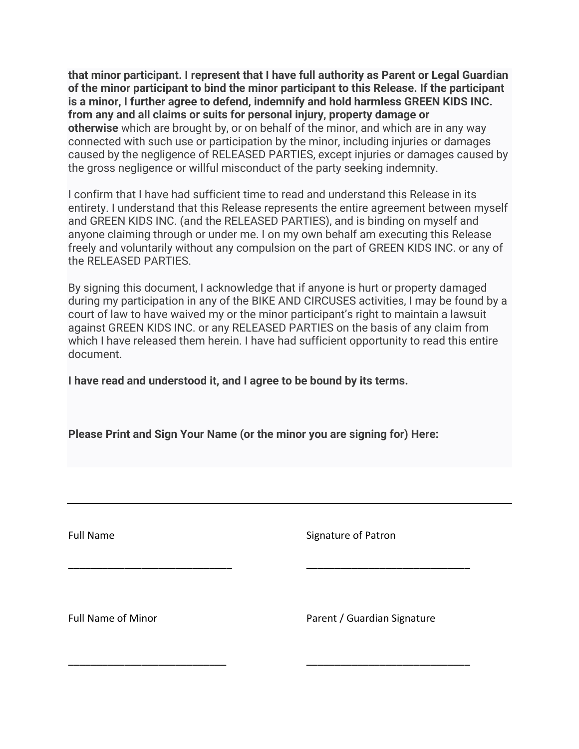**that minor participant. I represent that I have full authority as Parent or Legal Guardian of the minor participant to bind the minor participant to this Release. If the participant is a minor, I further agree to defend, indemnify and hold harmless GREEN KIDS INC. from any and all claims or suits for personal injury, property damage or otherwise** which are brought by, or on behalf of the minor, and which are in any way connected with such use or participation by the minor, including injuries or damages caused by the negligence of RELEASED PARTIES, except injuries or damages caused by the gross negligence or willful misconduct of the party seeking indemnity.

I confirm that I have had sufficient time to read and understand this Release in its entirety. I understand that this Release represents the entire agreement between myself and GREEN KIDS INC. (and the RELEASED PARTIES), and is binding on myself and anyone claiming through or under me. I on my own behalf am executing this Release freely and voluntarily without any compulsion on the part of GREEN KIDS INC. or any of the RELEASED PARTIES.

By signing this document, I acknowledge that if anyone is hurt or property damaged during my participation in any of the BIKE AND CIRCUSES activities, I may be found by a court of law to have waived my or the minor participant's right to maintain a lawsuit against GREEN KIDS INC. or any RELEASED PARTIES on the basis of any claim from which I have released them herein. I have had sufficient opportunity to read this entire document.

**I have read and understood it, and I agree to be bound by its terms.**

**Please Print and Sign Your Name (or the minor you are signing for) Here:**

---

Full Name

______________________________

Signature of Patron

______________________________

Full Name of Minor

______________________________

Parent / Guardian Signature

______________________________